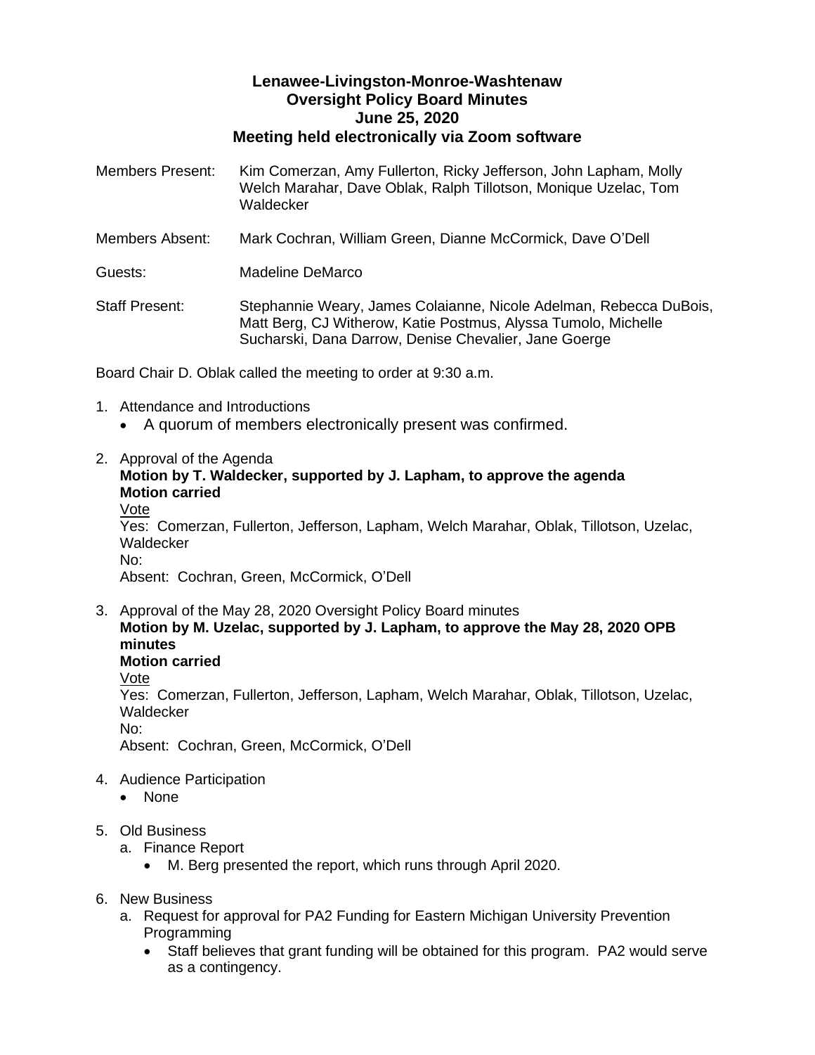# Lenawee-Livingston-Monroe-Washtenaw
## Oversight Policy Board Minutes
## June 25, 2020
## Meeting held electronically via Zoom software

Members Present: Kim Comerzan, Amy Fullerton, Ricky Jefferson, John Lapham, Molly Welch Marahar, Dave Oblak, Ralph Tillotson, Monique Uzelac, Tom Waldecker

Members Absent: Mark Cochran, William Green, Dianne McCormick, Dave O'Dell

Guests: Madeline DeMarco

Staff Present: Stephannie Weary, James Colaianne, Nicole Adelman, Rebecca DuBois, Matt Berg, CJ Witherow, Katie Postmus, Alyssa Tumolo, Michelle Sucharski, Dana Darrow, Denise Chevalier, Jane Goerge

Board Chair D. Oblak called the meeting to order at 9:30 a.m.

1. Attendance and Introductions
   - A quorum of members electronically present was confirmed.

2. Approval of the Agenda
   **Motion by T. Waldecker, supported by J. Lapham, to approve the agenda**
   **Motion carried**
   Vote
   Yes: Comerzan, Fullerton, Jefferson, Lapham, Welch Marahar, Oblak, Tillotson, Uzelac, Waldecker
   No:
   Absent: Cochran, Green, McCormick, O'Dell

3. Approval of the May 28, 2020 Oversight Policy Board minutes
   **Motion by M. Uzelac, supported by J. Lapham, to approve the May 28, 2020 OPB minutes**
   **Motion carried**
   Vote
   Yes: Comerzan, Fullerton, Jefferson, Lapham, Welch Marahar, Oblak, Tillotson, Uzelac, Waldecker
   No:
   Absent: Cochran, Green, McCormick, O'Dell

4. Audience Participation
   - None

5. Old Business
   a. Finance Report
      - M. Berg presented the report, which runs through April 2020.

6. New Business
   a. Request for approval for PA2 Funding for Eastern Michigan University Prevention Programming
      - Staff believes that grant funding will be obtained for this program. PA2 would serve as a contingency.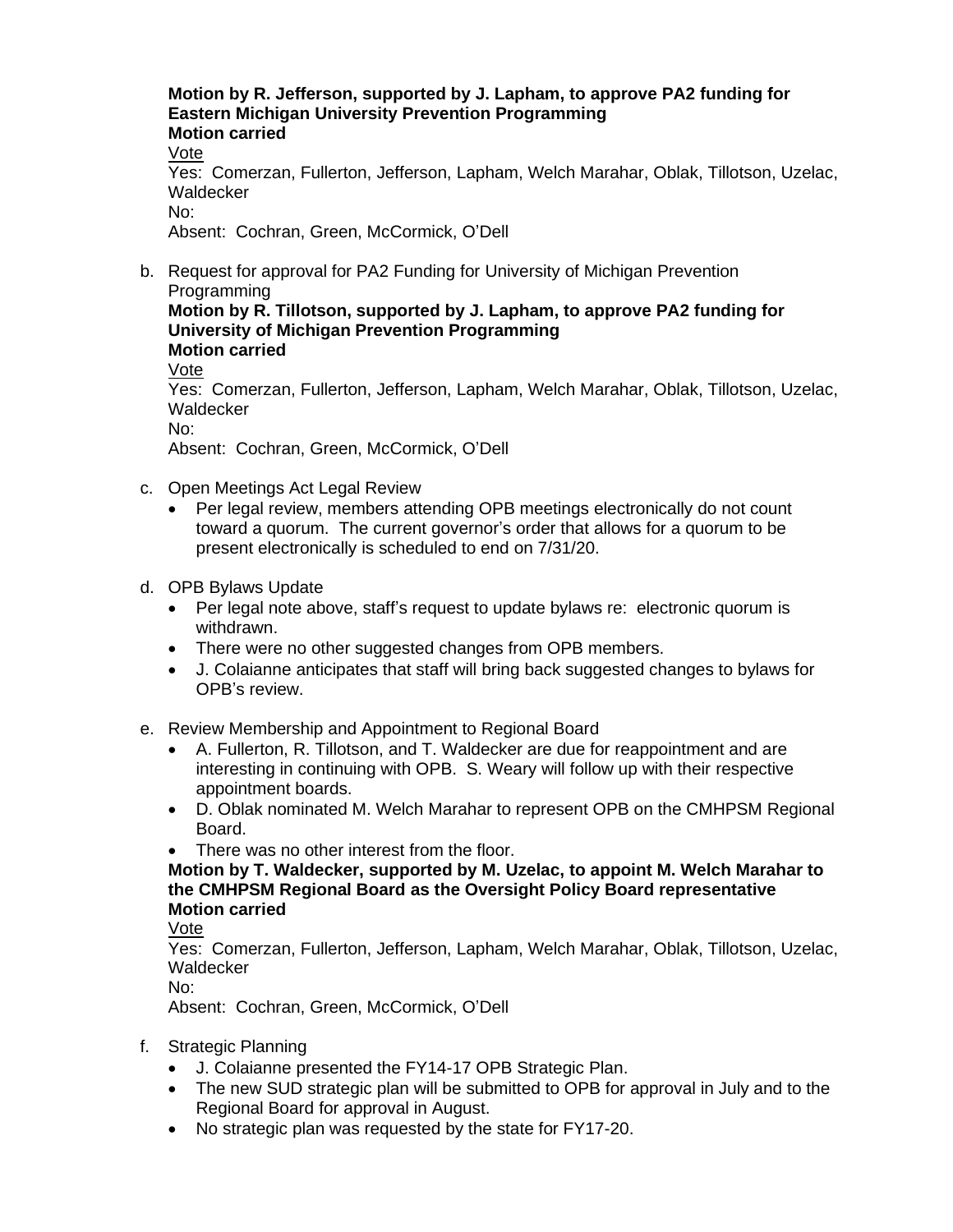**Motion by R. Jefferson, supported by J. Lapham, to approve PA2 funding for Eastern Michigan University Prevention Programming**
**Motion carried**

Vote

Yes: Comerzan, Fullerton, Jefferson, Lapham, Welch Marahar, Oblak, Tillotson, Uzelac, Waldecker

No:

Absent: Cochran, Green, McCormick, O'Dell

b. Request for approval for PA2 Funding for University of Michigan Prevention Programming

   **Motion by R. Tillotson, supported by J. Lapham, to approve PA2 funding for University of Michigan Prevention Programming**
   **Motion carried**

   Vote

   Yes: Comerzan, Fullerton, Jefferson, Lapham, Welch Marahar, Oblak, Tillotson, Uzelac, Waldecker

   No:

   Absent: Cochran, Green, McCormick, O'Dell

c. Open Meetings Act Legal Review
   - Per legal review, members attending OPB meetings electronically do not count toward a quorum. The current governor's order that allows for a quorum to be present electronically is scheduled to end on 7/31/20.

d. OPB Bylaws Update
   - Per legal note above, staff's request to update bylaws re: electronic quorum is withdrawn.
   - There were no other suggested changes from OPB members.
   - J. Colaianne anticipates that staff will bring back suggested changes to bylaws for OPB's review.

e. Review Membership and Appointment to Regional Board
   - A. Fullerton, R. Tillotson, and T. Waldecker are due for reappointment and are interesting in continuing with OPB. S. Weary will follow up with their respective appointment boards.
   - D. Oblak nominated M. Welch Marahar to represent OPB on the CMHPSM Regional Board.
   - There was no other interest from the floor.

   **Motion by T. Waldecker, supported by M. Uzelac, to appoint M. Welch Marahar to the CMHPSM Regional Board as the Oversight Policy Board representative**
   **Motion carried**

   Vote

   Yes: Comerzan, Fullerton, Jefferson, Lapham, Welch Marahar, Oblak, Tillotson, Uzelac, Waldecker

   No:

   Absent: Cochran, Green, McCormick, O'Dell

f. Strategic Planning
   - J. Colaianne presented the FY14-17 OPB Strategic Plan.
   - The new SUD strategic plan will be submitted to OPB for approval in July and to the Regional Board for approval in August.
   - No strategic plan was requested by the state for FY17-20.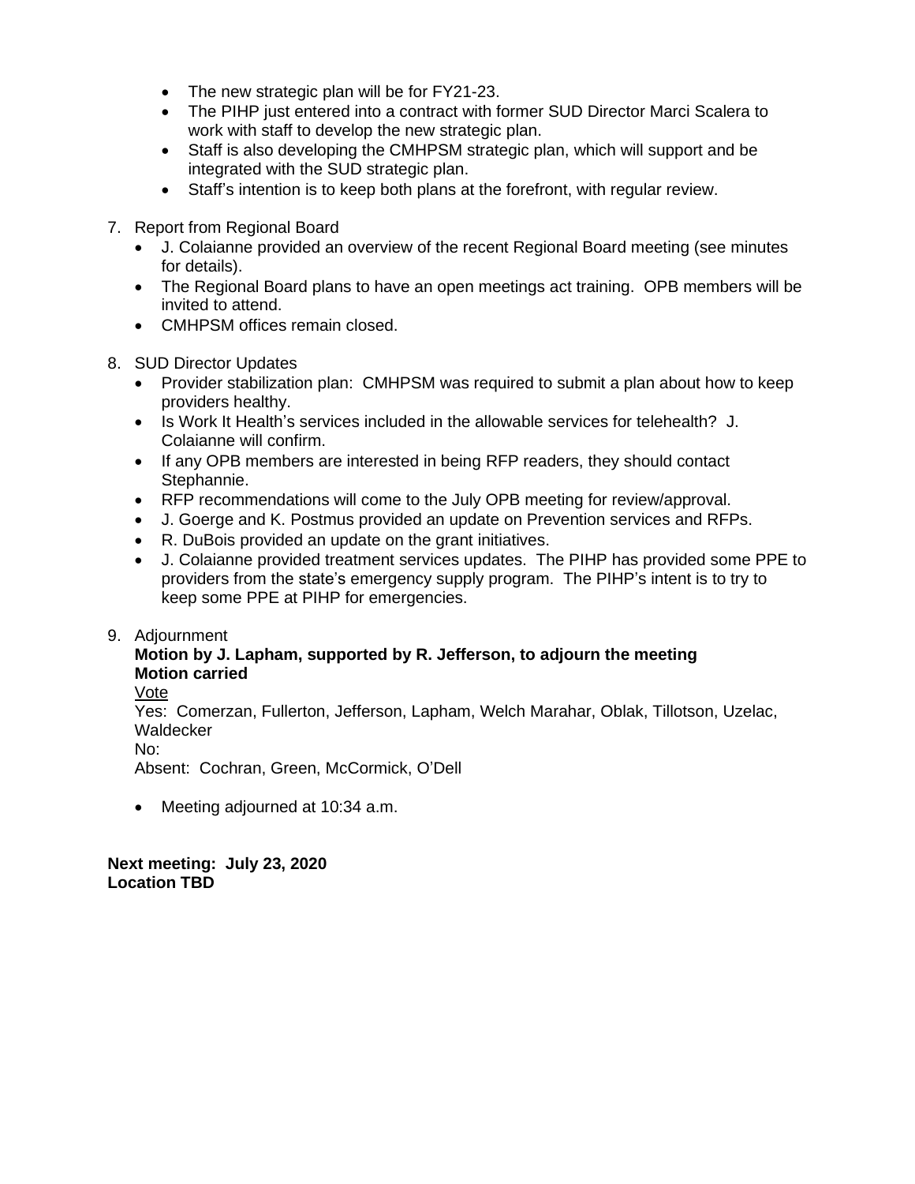- The new strategic plan will be for FY21-23.
- The PIHP just entered into a contract with former SUD Director Marci Scalera to work with staff to develop the new strategic plan.
- Staff is also developing the CMHPSM strategic plan, which will support and be integrated with the SUD strategic plan.
- Staff's intention is to keep both plans at the forefront, with regular review.

7. Report from Regional Board
   - J. Colaianne provided an overview of the recent Regional Board meeting (see minutes for details).
   - The Regional Board plans to have an open meetings act training. OPB members will be invited to attend.
   - CMHPSM offices remain closed.

8. SUD Director Updates
   - Provider stabilization plan: CMHPSM was required to submit a plan about how to keep providers healthy.
   - Is Work It Health's services included in the allowable services for telehealth? J. Colaianne will confirm.
   - If any OPB members are interested in being RFP readers, they should contact Stephannie.
   - RFP recommendations will come to the July OPB meeting for review/approval.
   - J. Goerge and K. Postmus provided an update on Prevention services and RFPs.
   - R. DuBois provided an update on the grant initiatives.
   - J. Colaianne provided treatment services updates. The PIHP has provided some PPE to providers from the state's emergency supply program. The PIHP's intent is to try to keep some PPE at PIHP for emergencies.

9. Adjournment

   **Motion by J. Lapham, supported by R. Jefferson, to adjourn the meeting**
   **Motion carried**

   Vote
   Yes: Comerzan, Fullerton, Jefferson, Lapham, Welch Marahar, Oblak, Tillotson, Uzelac, Waldecker
   No:
   Absent: Cochran, Green, McCormick, O'Dell

   - Meeting adjourned at 10:34 a.m.

**Next meeting: July 23, 2020**
**Location TBD**